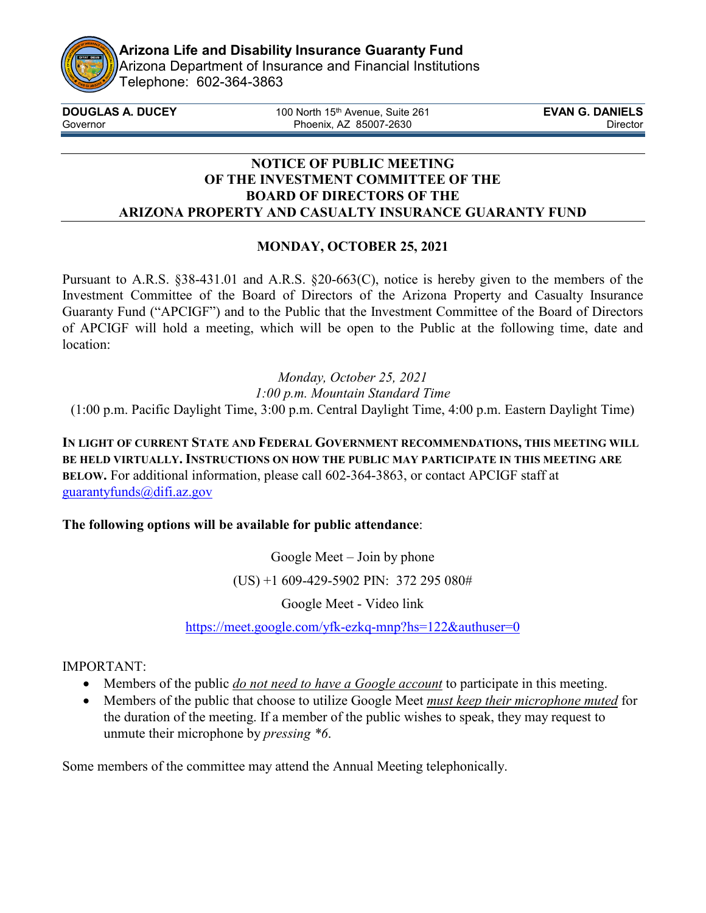**Arizona Life and Disability Insurance Guaranty Fund**
Arizona Department of Insurance and Financial Institutions
Telephone: 602-364-3863

**DOUGLAS A. DUCEY**
Governor

100 North 15th Avenue, Suite 261
Phoenix, AZ 85007-2630

**EVAN G. DANIELS**
Director

---

# NOTICE OF PUBLIC MEETING OF THE INVESTMENT COMMITTEE OF THE BOARD OF DIRECTORS OF THE ARIZONA PROPERTY AND CASUALTY INSURANCE GUARANTY FUND

## MONDAY, OCTOBER 25, 2021

Pursuant to A.R.S. §38-431.01 and A.R.S. §20-663(C), notice is hereby given to the members of the Investment Committee of the Board of Directors of the Arizona Property and Casualty Insurance Guaranty Fund ("APCIGF") and to the Public that the Investment Committee of the Board of Directors of APCIGF will hold a meeting, which will be open to the Public at the following time, date and location:

*Monday, October 25, 2021*
*1:00 p.m. Mountain Standard Time*
(1:00 p.m. Pacific Daylight Time, 3:00 p.m. Central Daylight Time, 4:00 p.m. Eastern Daylight Time)

**IN LIGHT OF CURRENT STATE AND FEDERAL GOVERNMENT RECOMMENDATIONS, THIS MEETING WILL BE HELD VIRTUALLY. INSTRUCTIONS ON HOW THE PUBLIC MAY PARTICIPATE IN THIS MEETING ARE BELOW.** For additional information, please call 602-364-3863, or contact APCIGF staff at guarantyfunds@difi.az.gov

**The following options will be available for public attendance**:

Google Meet – Join by phone

(US) +1 609-429-5902 PIN: 372 295 080#

Google Meet - Video link

https://meet.google.com/yfk-ezkq-mnp?hs=122&authuser=0

IMPORTANT:

- Members of the public *do not need to have a Google account* to participate in this meeting.
- Members of the public that choose to utilize Google Meet *must keep their microphone muted* for the duration of the meeting. If a member of the public wishes to speak, they may request to unmute their microphone by *pressing *6*.

Some members of the committee may attend the Annual Meeting telephonically.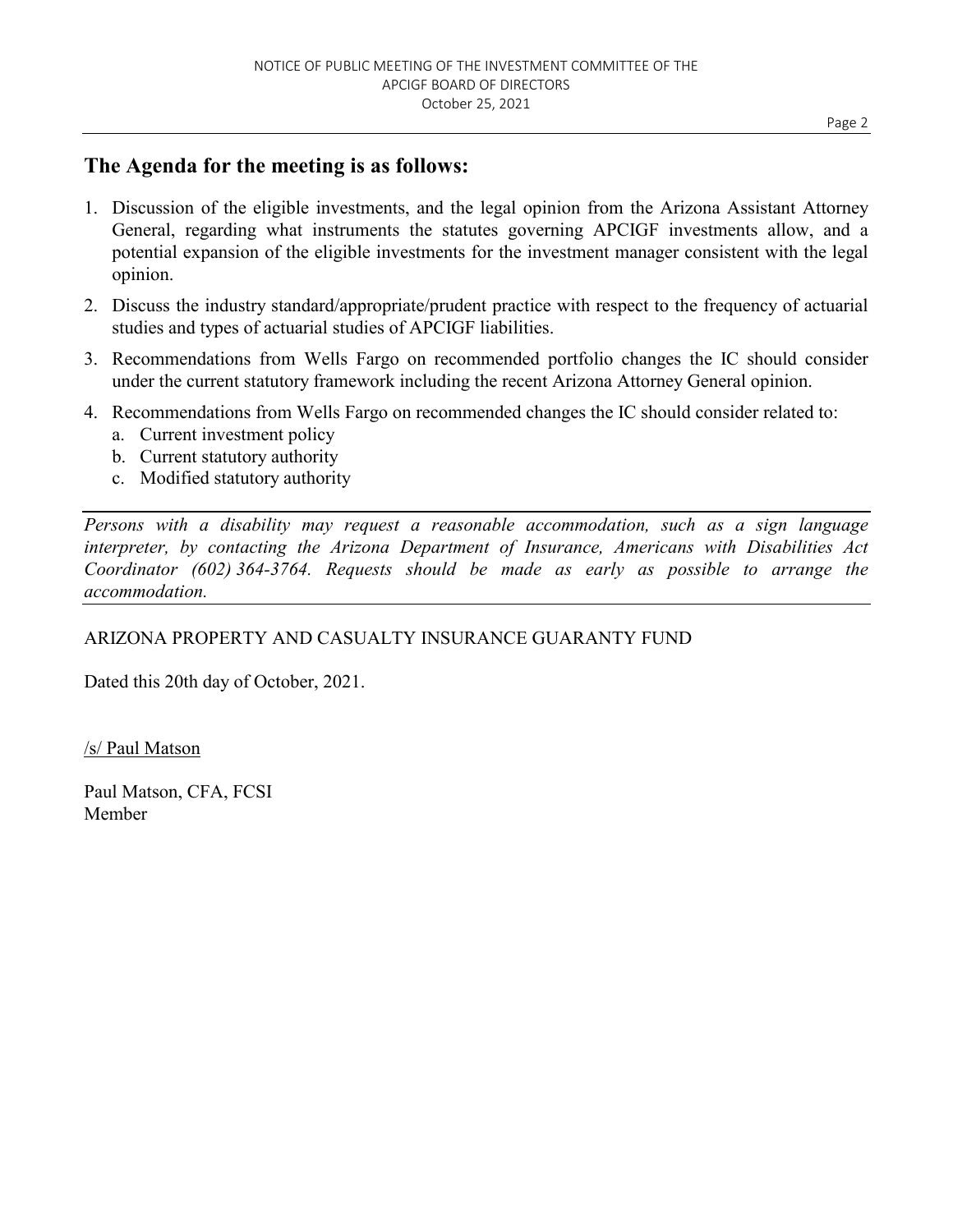## The Agenda for the meeting is as follows:

1. Discussion of the eligible investments, and the legal opinion from the Arizona Assistant Attorney General, regarding what instruments the statutes governing APCIGF investments allow, and a potential expansion of the eligible investments for the investment manager consistent with the legal opinion.
2. Discuss the industry standard/appropriate/prudent practice with respect to the frequency of actuarial studies and types of actuarial studies of APCIGF liabilities.
3. Recommendations from Wells Fargo on recommended portfolio changes the IC should consider under the current statutory framework including the recent Arizona Attorney General opinion.
4. Recommendations from Wells Fargo on recommended changes the IC should consider related to:
   a. Current investment policy
   b. Current statutory authority
   c. Modified statutory authority

---

*Persons with a disability may request a reasonable accommodation, such as a sign language interpreter, by contacting the Arizona Department of Insurance, Americans with Disabilities Act Coordinator (602) 364-3764. Requests should be made as early as possible to arrange the accommodation.*

---

ARIZONA PROPERTY AND CASUALTY INSURANCE GUARANTY FUND

Dated this 20th day of October, 2021.

/s/ Paul Matson

Paul Matson, CFA, FCSI
Member